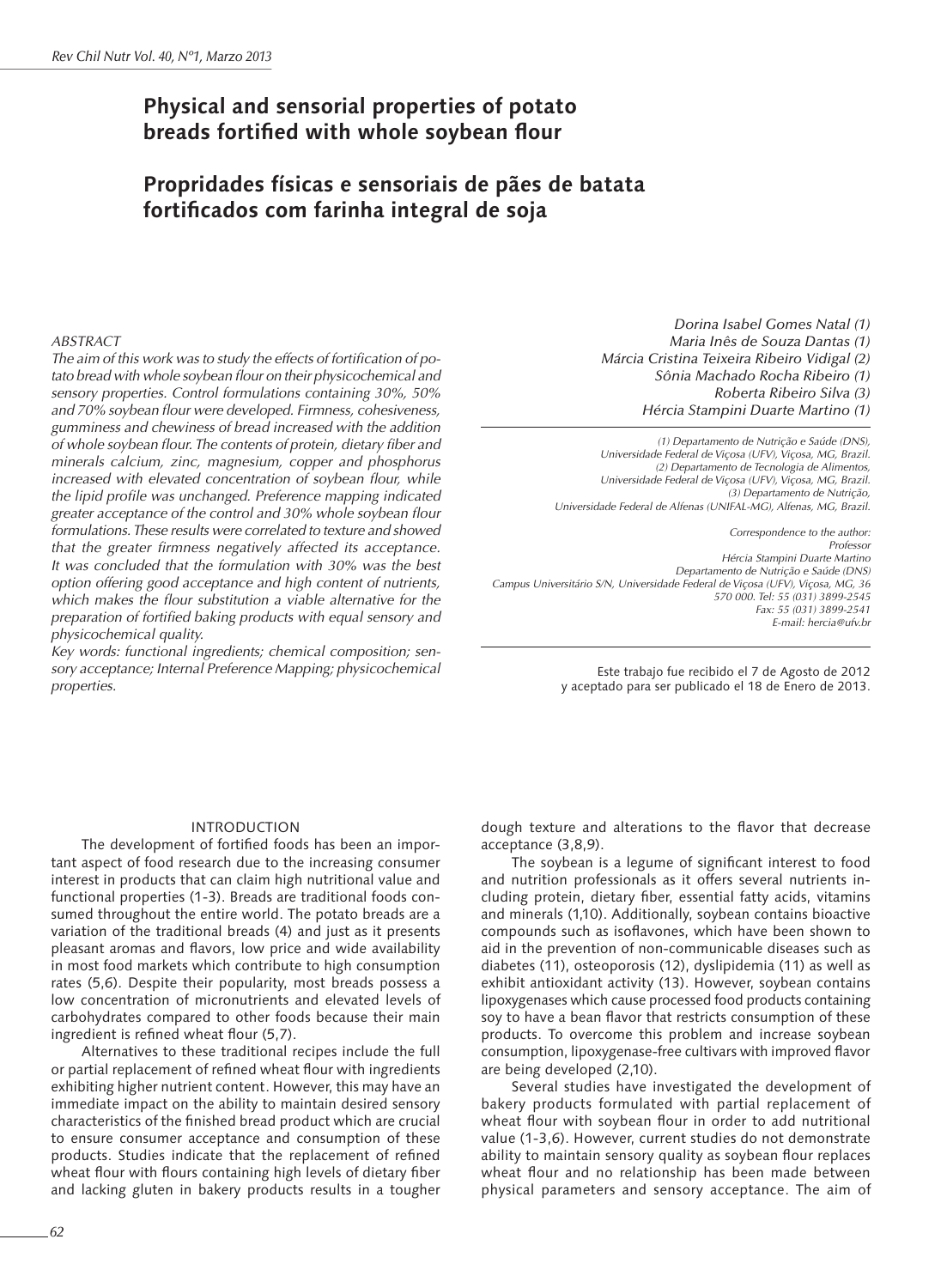# Physical and sensorial properties of potato breads fortified with whole soybean flour

# Propridades físicas e sensoriais de pães de batata fortificados com farinha integral de soja

*Dorina Isabel Gomes Natal (1)*
*Maria Inês de Souza Dantas (1)*
*Márcia Cristina Teixeira Ribeiro Vidigal (2)*
*Sônia Machado Rocha Ribeiro (1)*
*Roberta Ribeiro Silva (3)*
*Hércia Stampini Duarte Martino (1)*

*(1) Departamento de Nutrição e Saúde (DNS), Universidade Federal de Viçosa (UFV), Viçosa, MG, Brazil.*
*(2) Departamento de Tecnologia de Alimentos, Universidade Federal de Viçosa (UFV), Viçosa, MG, Brazil.*
*(3) Departamento de Nutrição, Universidade Federal de Alfenas (UNIFAL-MG), Alfenas, MG, Brazil.*

*Correspondence to the author:*
*Professor*
*Hércia Stampini Duarte Martino*
*Departamento de Nutrição e Saúde (DNS)*
*Campus Universitário S/N, Universidade Federal de Viçosa (UFV), Viçosa, MG, 36 570 000. Tel: 55 (031) 3899-2545*
*Fax: 55 (031) 3899-2541*
*E-mail: hercia@ufv.br*

Este trabajo fue recibido el 7 de Agosto de 2012 y aceptado para ser publicado el 18 de Enero de 2013.

*ABSTRACT*

*The aim of this work was to study the effects of fortification of potato bread with whole soybean flour on their physicochemical and sensory properties. Control formulations containing 30%, 50% and 70% soybean flour were developed. Firmness, cohesiveness, gumminess and chewiness of bread increased with the addition of whole soybean flour. The contents of protein, dietary fiber and minerals calcium, zinc, magnesium, copper and phosphorus increased with elevated concentration of soybean flour, while the lipid profile was unchanged. Preference mapping indicated greater acceptance of the control and 30% whole soybean flour formulations. These results were correlated to texture and showed that the greater firmness negatively affected its acceptance. It was concluded that the formulation with 30% was the best option offering good acceptance and high content of nutrients, which makes the flour substitution a viable alternative for the preparation of fortified baking products with equal sensory and physicochemical quality.*

*Key words: functional ingredients; chemical composition; sensory acceptance; Internal Preference Mapping; physicochemical properties.*

## INTRODUCTION

The development of fortified foods has been an important aspect of food research due to the increasing consumer interest in products that can claim high nutritional value and functional properties (1-3). Breads are traditional foods consumed throughout the entire world. The potato breads are a variation of the traditional breads (4) and just as it presents pleasant aromas and flavors, low price and wide availability in most food markets which contribute to high consumption rates (5,6). Despite their popularity, most breads possess a low concentration of micronutrients and elevated levels of carbohydrates compared to other foods because their main ingredient is refined wheat flour (5,7).

Alternatives to these traditional recipes include the full or partial replacement of refined wheat flour with ingredients exhibiting higher nutrient content. However, this may have an immediate impact on the ability to maintain desired sensory characteristics of the finished bread product which are crucial to ensure consumer acceptance and consumption of these products. Studies indicate that the replacement of refined wheat flour with flours containing high levels of dietary fiber and lacking gluten in bakery products results in a tougher dough texture and alterations to the flavor that decrease acceptance (3,8,9).

The soybean is a legume of significant interest to food and nutrition professionals as it offers several nutrients including protein, dietary fiber, essential fatty acids, vitamins and minerals (1,10). Additionally, soybean contains bioactive compounds such as isoflavones, which have been shown to aid in the prevention of non-communicable diseases such as diabetes (11), osteoporosis (12), dyslipidemia (11) as well as exhibit antioxidant activity (13). However, soybean contains lipoxygenases which cause processed food products containing soy to have a bean flavor that restricts consumption of these products. To overcome this problem and increase soybean consumption, lipoxygenase-free cultivars with improved flavor are being developed (2,10).

Several studies have investigated the development of bakery products formulated with partial replacement of wheat flour with soybean flour in order to add nutritional value (1-3,6). However, current studies do not demonstrate ability to maintain sensory quality as soybean flour replaces wheat flour and no relationship has been made between physical parameters and sensory acceptance. The aim of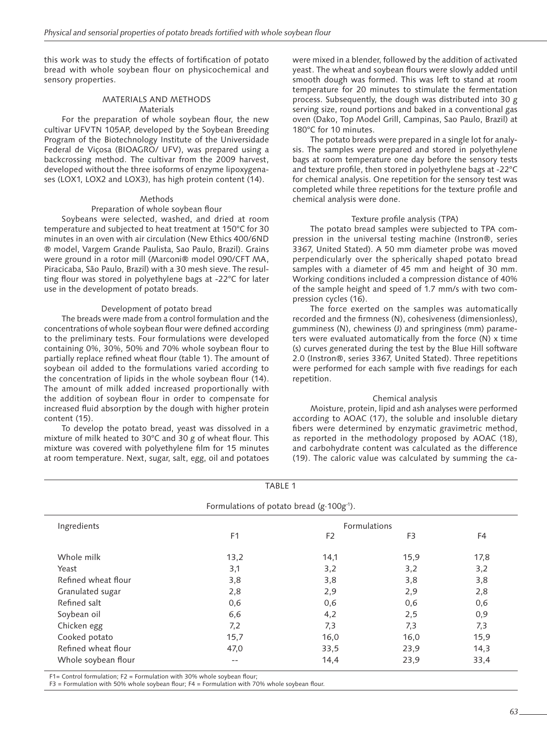this work was to study the effects of fortification of potato bread with whole soybean flour on physicochemical and sensory properties.

## MATERIALS AND METHODS

### Materials

For the preparation of whole soybean flour, the new cultivar UFVTN 105AP, developed by the Soybean Breeding Program of the Biotechnology Institute of the Universidade Federal de Viçosa (BIOAGRO/ UFV), was prepared using a backcrossing method. The cultivar from the 2009 harvest, developed without the three isoforms of enzyme lipoxygenases (LOX1, LOX2 and LOX3), has high protein content (14).

### Methods

#### Preparation of whole soybean flour

Soybeans were selected, washed, and dried at room temperature and subjected to heat treatment at 150°C for 30 minutes in an oven with air circulation (New Ethics 400/6ND ® model, Vargem Grande Paulista, Sao Paulo, Brazil). Grains were ground in a rotor mill (Marconi® model 090/CFT MA, Piracicaba, São Paulo, Brazil) with a 30 mesh sieve. The resulting flour was stored in polyethylene bags at -22°C for later use in the development of potato breads.

#### Development of potato bread

The breads were made from a control formulation and the concentrations of whole soybean flour were defined according to the preliminary tests. Four formulations were developed containing 0%, 30%, 50% and 70% whole soybean flour to partially replace refined wheat flour (table 1). The amount of soybean oil added to the formulations varied according to the concentration of lipids in the whole soybean flour (14). The amount of milk added increased proportionally with the addition of soybean flour in order to compensate for increased fluid absorption by the dough with higher protein content (15).

To develop the potato bread, yeast was dissolved in a mixture of milk heated to 30°C and 30 g of wheat flour. This mixture was covered with polyethylene film for 15 minutes at room temperature. Next, sugar, salt, egg, oil and potatoes were mixed in a blender, followed by the addition of activated yeast. The wheat and soybean flours were slowly added until smooth dough was formed. This was left to stand at room temperature for 20 minutes to stimulate the fermentation process. Subsequently, the dough was distributed into 30 g serving size, round portions and baked in a conventional gas oven (Dako, Top Model Grill, Campinas, Sao Paulo, Brazil) at 180°C for 10 minutes.

The potato breads were prepared in a single lot for analysis. The samples were prepared and stored in polyethylene bags at room temperature one day before the sensory tests and texture profile, then stored in polyethylene bags at -22°C for chemical analysis. One repetition for the sensory test was completed while three repetitions for the texture profile and chemical analysis were done.

#### Texture profile analysis (TPA)

The potato bread samples were subjected to TPA compression in the universal testing machine (Instron®, series 3367, United Stated). A 50 mm diameter probe was moved perpendicularly over the spherically shaped potato bread samples with a diameter of 45 mm and height of 30 mm. Working conditions included a compression distance of 40% of the sample height and speed of 1.7 mm/s with two compression cycles (16).

The force exerted on the samples was automatically recorded and the firmness (N), cohesiveness (dimensionless), gumminess (N), chewiness (J) and springiness (mm) parameters were evaluated automatically from the force (N) x time (s) curves generated during the test by the Blue Hill software 2.0 (Instron®, series 3367, United Stated). Three repetitions were performed for each sample with five readings for each repetition.

#### Chemical analysis

Moisture, protein, lipid and ash analyses were performed according to AOAC (17), the soluble and insoluble dietary fibers were determined by enzymatic gravimetric method, as reported in the methodology proposed by AOAC (18), and carbohydrate content was calculated as the difference (19). The caloric value was calculated by summing the ca-

TABLE 1

Formulations of potato bread ($g \cdot 100g^{-1}$).

| Ingredients | Formulations | | | |
|---|---|---|---|---|
| | F1 | F2 | F3 | F4 |
| Whole milk | 13,2 | 14,1 | 15,9 | 17,8 |
| Yeast | 3,1 | 3,2 | 3,2 | 3,2 |
| Refined wheat flour | 3,8 | 3,8 | 3,8 | 3,8 |
| Granulated sugar | 2,8 | 2,9 | 2,9 | 2,8 |
| Refined salt | 0,6 | 0,6 | 0,6 | 0,6 |
| Soybean oil | 6,6 | 4,2 | 2,5 | 0,9 |
| Chicken egg | 7,2 | 7,3 | 7,3 | 7,3 |
| Cooked potato | 15,7 | 16,0 | 16,0 | 15,9 |
| Refined wheat flour | 47,0 | 33,5 | 23,9 | 14,3 |
| Whole soybean flour | -- | 14,4 | 23,9 | 33,4 |

F1= Control formulation; F2 = Formulation with 30% whole soybean flour;
F3 = Formulation with 50% whole soybean flour; F4 = Formulation with 70% whole soybean flour.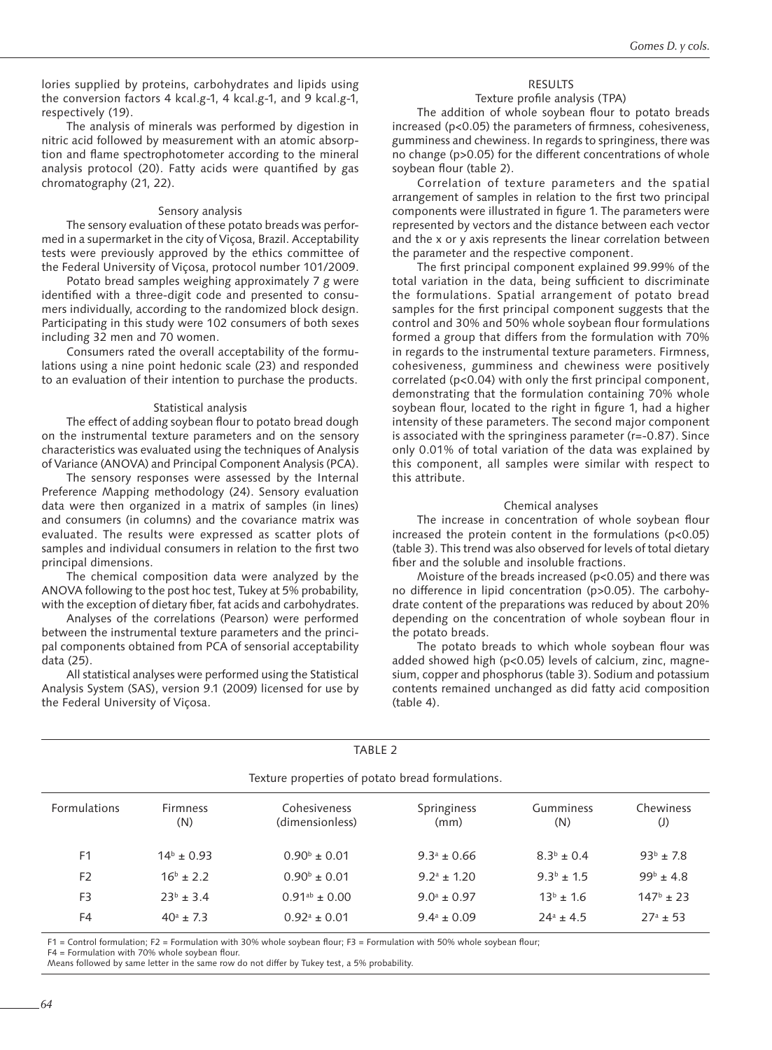lories supplied by proteins, carbohydrates and lipids using the conversion factors 4 kcal.g-1, 4 kcal.g-1, and 9 kcal.g-1, respectively (19).

The analysis of minerals was performed by digestion in nitric acid followed by measurement with an atomic absorption and flame spectrophotometer according to the mineral analysis protocol (20). Fatty acids were quantified by gas chromatography (21, 22).

### Sensory analysis

The sensory evaluation of these potato breads was performed in a supermarket in the city of Viçosa, Brazil. Acceptability tests were previously approved by the ethics committee of the Federal University of Viçosa, protocol number 101/2009.

Potato bread samples weighing approximately 7 g were identified with a three-digit code and presented to consumers individually, according to the randomized block design. Participating in this study were 102 consumers of both sexes including 32 men and 70 women.

Consumers rated the overall acceptability of the formulations using a nine point hedonic scale (23) and responded to an evaluation of their intention to purchase the products.

### Statistical analysis

The effect of adding soybean flour to potato bread dough on the instrumental texture parameters and on the sensory characteristics was evaluated using the techniques of Analysis of Variance (ANOVA) and Principal Component Analysis (PCA).

The sensory responses were assessed by the Internal Preference Mapping methodology (24). Sensory evaluation data were then organized in a matrix of samples (in lines) and consumers (in columns) and the covariance matrix was evaluated. The results were expressed as scatter plots of samples and individual consumers in relation to the first two principal dimensions.

The chemical composition data were analyzed by the ANOVA following to the post hoc test, Tukey at 5% probability, with the exception of dietary fiber, fat acids and carbohydrates.

Analyses of the correlations (Pearson) were performed between the instrumental texture parameters and the principal components obtained from PCA of sensorial acceptability data (25).

All statistical analyses were performed using the Statistical Analysis System (SAS), version 9.1 (2009) licensed for use by the Federal University of Viçosa.

## RESULTS

### Texture profile analysis (TPA)

The addition of whole soybean flour to potato breads increased ($p<0.05$) the parameters of firmness, cohesiveness, gumminess and chewiness. In regards to springiness, there was no change ($p>0.05$) for the different concentrations of whole soybean flour (table 2).

Correlation of texture parameters and the spatial arrangement of samples in relation to the first two principal components were illustrated in figure 1. The parameters were represented by vectors and the distance between each vector and the x or y axis represents the linear correlation between the parameter and the respective component.

The first principal component explained 99.99% of the total variation in the data, being sufficient to discriminate the formulations. Spatial arrangement of potato bread samples for the first principal component suggests that the control and 30% and 50% whole soybean flour formulations formed a group that differs from the formulation with 70% in regards to the instrumental texture parameters. Firmness, cohesiveness, gumminess and chewiness were positively correlated ($p<0.04$) with only the first principal component, demonstrating that the formulation containing 70% whole soybean flour, located to the right in figure 1, had a higher intensity of these parameters. The second major component is associated with the springiness parameter ($r=-0.87$). Since only 0.01% of total variation of the data was explained by this component, all samples were similar with respect to this attribute.

### Chemical analyses

The increase in concentration of whole soybean flour increased the protein content in the formulations ($p<0.05$) (table 3). This trend was also observed for levels of total dietary fiber and the soluble and insoluble fractions.

Moisture of the breads increased ($p<0.05$) and there was no difference in lipid concentration ($p>0.05$). The carbohydrate content of the preparations was reduced by about 20% depending on the concentration of whole soybean flour in the potato breads.

The potato breads to which whole soybean flour was added showed high ($p<0.05$) levels of calcium, zinc, magnesium, copper and phosphorus (table 3). Sodium and potassium contents remained unchanged as did fatty acid composition (table 4).

TABLE 2

Texture properties of potato bread formulations.

| Formulations | Firmness (N) | Cohesiveness (dimensionless) | Springiness (mm) | Gumminess (N) | Chewiness (J) |
|---|---|---|---|---|---|
| F1 | $14^b \pm 0.93$ | $0.90^b \pm 0.01$ | $9.3^a \pm 0.66$ | $8.3^b \pm 0.4$ | $93^b \pm 7.8$ |
| F2 | $16^b \pm 2.2$ | $0.90^b \pm 0.01$ | $9.2^a \pm 1.20$ | $9.3^b \pm 1.5$ | $99^b \pm 4.8$ |
| F3 | $23^b \pm 3.4$ | $0.91^{ab} \pm 0.00$ | $9.0^a \pm 0.97$ | $13^b \pm 1.6$ | $147^b \pm 23$ |
| F4 | $40^a \pm 7.3$ | $0.92^a \pm 0.01$ | $9.4^a \pm 0.09$ | $24^a \pm 4.5$ | $27^a \pm 53$ |

F1 = Control formulation; F2 = Formulation with 30% whole soybean flour; F3 = Formulation with 50% whole soybean flour; F4 = Formulation with 70% whole soybean flour.
Means followed by same letter in the same row do not differ by Tukey test, a 5% probability.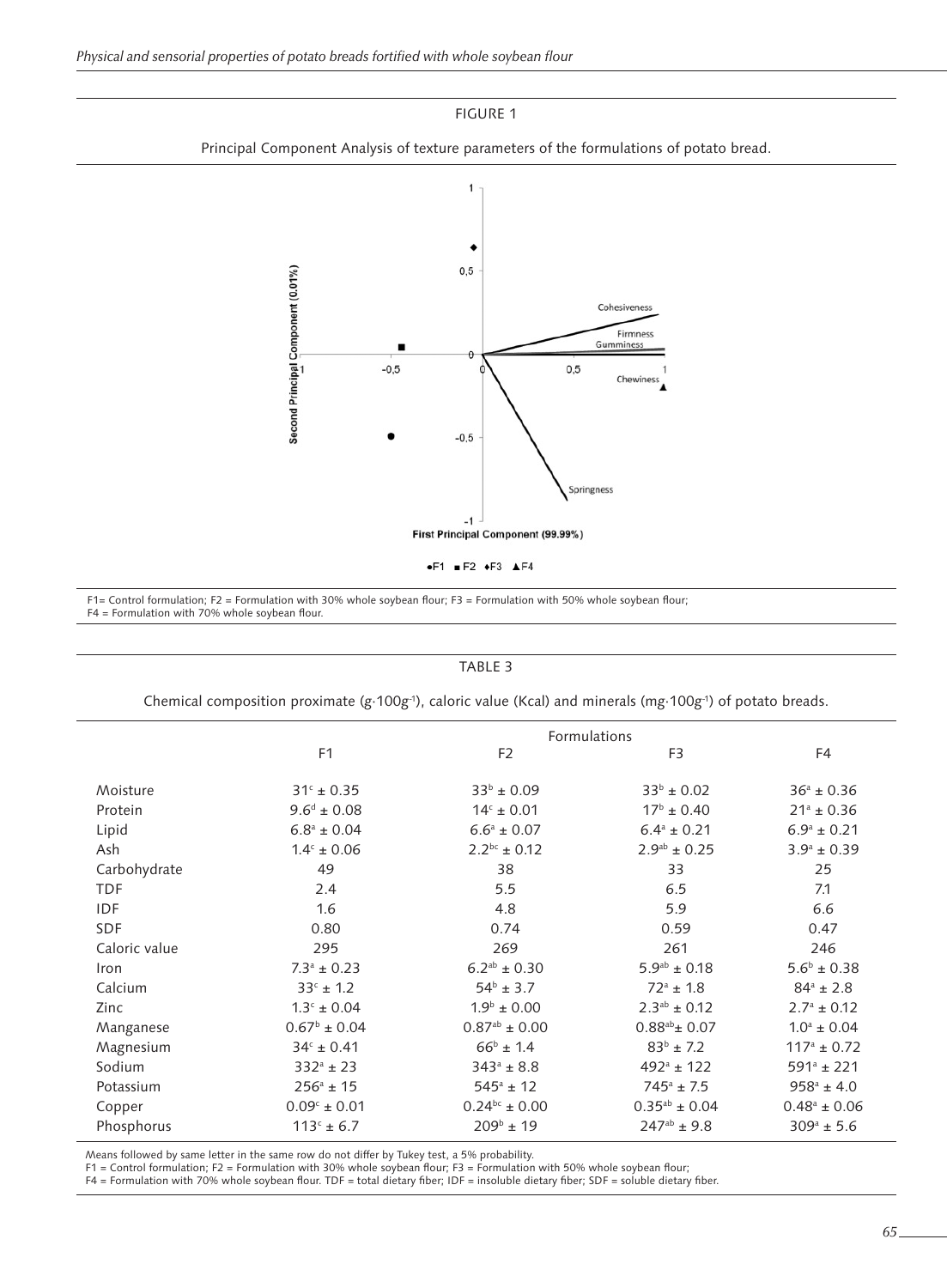FIGURE 1

Principal Component Analysis of texture parameters of the formulations of potato bread.

F1= Control formulation; F2 = Formulation with 30% whole soybean flour; F3 = Formulation with 50% whole soybean flour; F4 = Formulation with 70% whole soybean flour.

TABLE 3

Chemical composition proximate (g·100g$^{-1}$), caloric value (Kcal) and minerals (mg·100g$^{-1}$) of potato breads.

| | Formulations | | | |
|---|---|---|---|---|
| | F1 | F2 | F3 | F4 |
| Moisture | $31^{c} \pm 0.35$ | $33^{b} \pm 0.09$ | $33^{b} \pm 0.02$ | $36^{a} \pm 0.36$ |
| Protein | $9.6^{d} \pm 0.08$ | $14^{c} \pm 0.01$ | $17^{b} \pm 0.40$ | $21^{a} \pm 0.36$ |
| Lipid | $6.8^{a} \pm 0.04$ | $6.6^{a} \pm 0.07$ | $6.4^{a} \pm 0.21$ | $6.9^{a} \pm 0.21$ |
| Ash | $1.4^{c} \pm 0.06$ | $2.2^{bc} \pm 0.12$ | $2.9^{ab} \pm 0.25$ | $3.9^{a} \pm 0.39$ |
| Carbohydrate | 49 | 38 | 33 | 25 |
| TDF | 2.4 | 5.5 | 6.5 | 7.1 |
| IDF | 1.6 | 4.8 | 5.9 | 6.6 |
| SDF | 0.80 | 0.74 | 0.59 | 0.47 |
| Caloric value | 295 | 269 | 261 | 246 |
| Iron | $7.3^{a} \pm 0.23$ | $6.2^{ab} \pm 0.30$ | $5.9^{ab} \pm 0.18$ | $5.6^{b} \pm 0.38$ |
| Calcium | $33^{c} \pm 1.2$ | $54^{b} \pm 3.7$ | $72^{a} \pm 1.8$ | $84^{a} \pm 2.8$ |
| Zinc | $1.3^{c} \pm 0.04$ | $1.9^{b} \pm 0.00$ | $2.3^{ab} \pm 0.12$ | $2.7^{a} \pm 0.12$ |
| Manganese | $0.67^{b} \pm 0.04$ | $0.87^{ab} \pm 0.00$ | $0.88^{ab} \pm 0.07$ | $1.0^{a} \pm 0.04$ |
| Magnesium | $34^{c} \pm 0.41$ | $66^{b} \pm 1.4$ | $83^{b} \pm 7.2$ | $117^{a} \pm 0.72$ |
| Sodium | $332^{a} \pm 23$ | $343^{a} \pm 8.8$ | $492^{a} \pm 122$ | $591^{a} \pm 221$ |
| Potassium | $256^{a} \pm 15$ | $545^{a} \pm 12$ | $745^{a} \pm 7.5$ | $958^{a} \pm 4.0$ |
| Copper | $0.09^{c} \pm 0.01$ | $0.24^{bc} \pm 0.00$ | $0.35^{ab} \pm 0.04$ | $0.48^{a} \pm 0.06$ |
| Phosphorus | $113^{c} \pm 6.7$ | $209^{b} \pm 19$ | $247^{ab} \pm 9.8$ | $309^{a} \pm 5.6$ |

Means followed by same letter in the same row do not differ by Tukey test, a 5% probability.
F1 = Control formulation; F2 = Formulation with 30% whole soybean flour; F3 = Formulation with 50% whole soybean flour;
F4 = Formulation with 70% whole soybean flour. TDF = total dietary fiber; IDF = insoluble dietary fiber; SDF = soluble dietary fiber.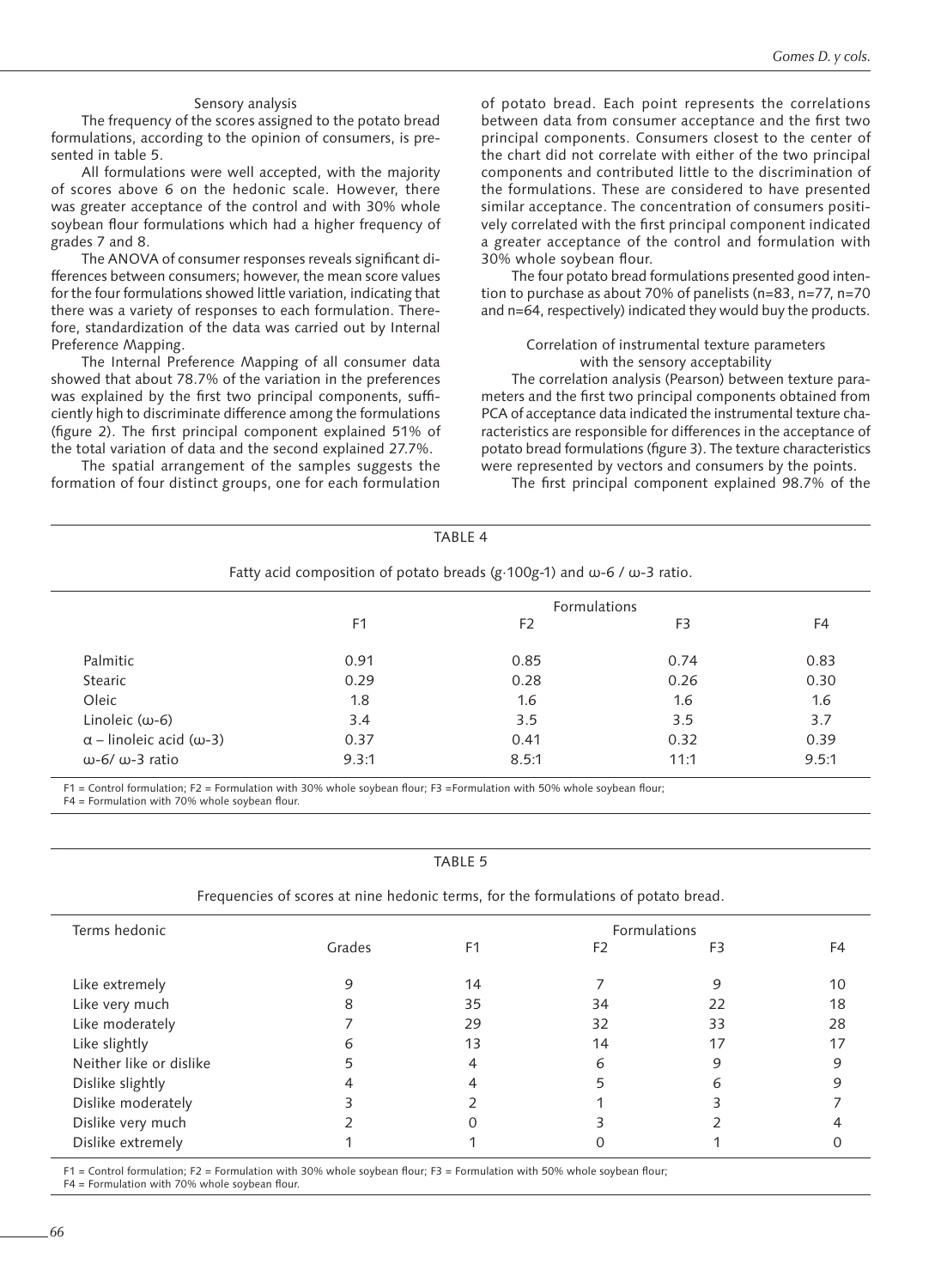### Sensory analysis

The frequency of the scores assigned to the potato bread formulations, according to the opinion of consumers, is presented in table 5.

All formulations were well accepted, with the majority of scores above 6 on the hedonic scale. However, there was greater acceptance of the control and with 30% whole soybean flour formulations which had a higher frequency of grades 7 and 8.

The ANOVA of consumer responses reveals significant differences between consumers; however, the mean score values for the four formulations showed little variation, indicating that there was a variety of responses to each formulation. Therefore, standardization of the data was carried out by Internal Preference Mapping.

The Internal Preference Mapping of all consumer data showed that about 78.7% of the variation in the preferences was explained by the first two principal components, sufficiently high to discriminate difference among the formulations (figure 2). The first principal component explained 51% of the total variation of data and the second explained 27.7%.

The spatial arrangement of the samples suggests the formation of four distinct groups, one for each formulation of potato bread. Each point represents the correlations between data from consumer acceptance and the first two principal components. Consumers closest to the center of the chart did not correlate with either of the two principal components and contributed little to the discrimination of the formulations. These are considered to have presented similar acceptance. The concentration of consumers positively correlated with the first principal component indicated a greater acceptance of the control and formulation with 30% whole soybean flour.

The four potato bread formulations presented good intention to purchase as about 70% of panelists (n=83, n=77, n=70 and n=64, respectively) indicated they would buy the products.

### Correlation of instrumental texture parameters with the sensory acceptability

The correlation analysis (Pearson) between texture parameters and the first two principal components obtained from PCA of acceptance data indicated the instrumental texture characteristics are responsible for differences in the acceptance of potato bread formulations (figure 3). The texture characteristics were represented by vectors and consumers by the points.

The first principal component explained 98.7% of the

TABLE 4

Fatty acid composition of potato breads (g·100g-1) and ω-6 / ω-3 ratio.

| | Formulations | | | |
|---|---|---|---|---|
| | F1 | F2 | F3 | F4 |
| Palmitic | 0.91 | 0.85 | 0.74 | 0.83 |
| Stearic | 0.29 | 0.28 | 0.26 | 0.30 |
| Oleic | 1.8 | 1.6 | 1.6 | 1.6 |
| Linoleic (ω-6) | 3.4 | 3.5 | 3.5 | 3.7 |
| α – linoleic acid (ω-3) | 0.37 | 0.41 | 0.32 | 0.39 |
| ω-6/ ω-3 ratio | 9.3:1 | 8.5:1 | 11:1 | 9.5:1 |

F1 = Control formulation; F2 = Formulation with 30% whole soybean flour; F3 =Formulation with 50% whole soybean flour; F4 = Formulation with 70% whole soybean flour.

TABLE 5

Frequencies of scores at nine hedonic terms, for the formulations of potato bread.

| Terms hedonic | | Formulations | | | |
|---|---|---|---|---|---|
| | Grades | F1 | F2 | F3 | F4 |
| Like extremely | 9 | 14 | 7 | 9 | 10 |
| Like very much | 8 | 35 | 34 | 22 | 18 |
| Like moderately | 7 | 29 | 32 | 33 | 28 |
| Like slightly | 6 | 13 | 14 | 17 | 17 |
| Neither like or dislike | 5 | 4 | 6 | 9 | 9 |
| Dislike slightly | 4 | 4 | 5 | 6 | 9 |
| Dislike moderately | 3 | 2 | 1 | 3 | 7 |
| Dislike very much | 2 | 0 | 3 | 2 | 4 |
| Dislike extremely | 1 | 1 | 0 | 1 | 0 |

F1 = Control formulation; F2 = Formulation with 30% whole soybean flour; F3 = Formulation with 50% whole soybean flour; F4 = Formulation with 70% whole soybean flour.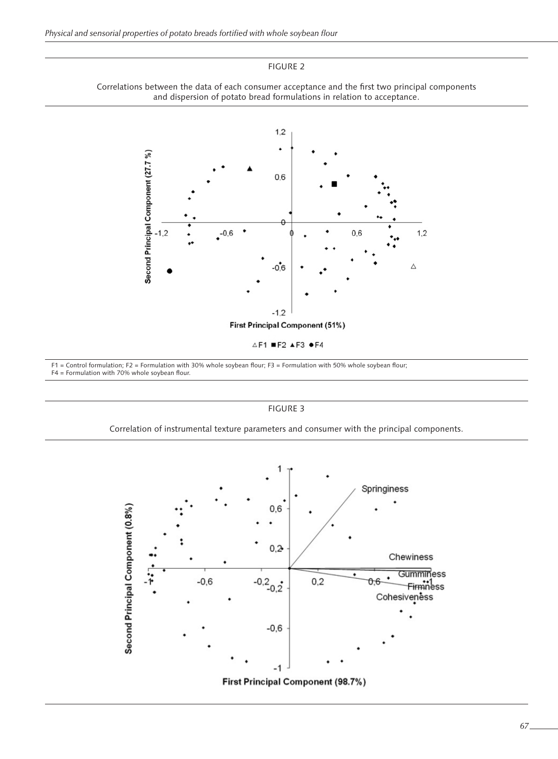FIGURE 2

Correlations between the data of each consumer acceptance and the first two principal components and dispersion of potato bread formulations in relation to acceptance.

F1 = Control formulation; F2 = Formulation with 30% whole soybean flour; F3 = Formulation with 50% whole soybean flour; F4 = Formulation with 70% whole soybean flour.

FIGURE 3

Correlation of instrumental texture parameters and consumer with the principal components.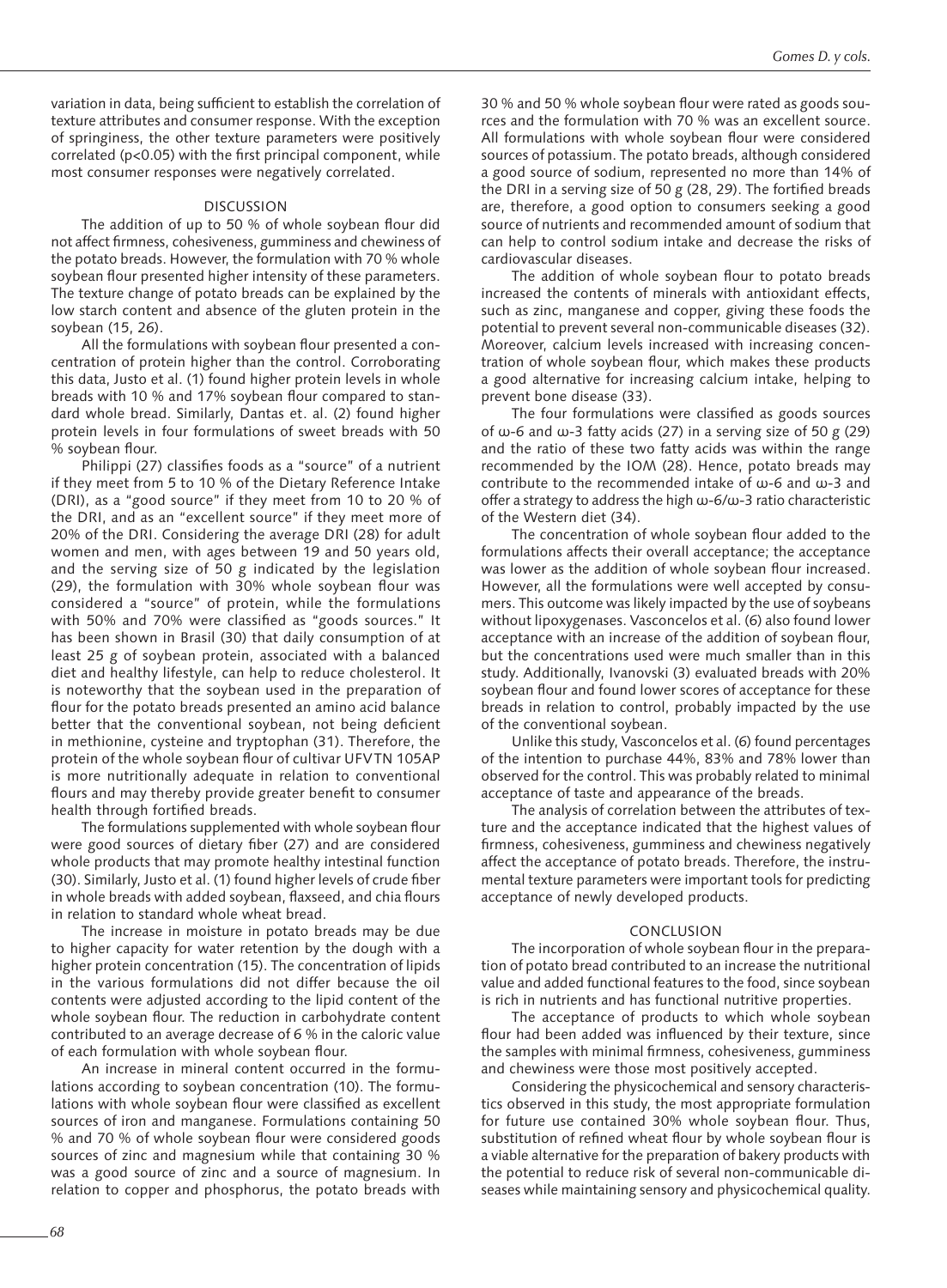variation in data, being sufficient to establish the correlation of texture attributes and consumer response. With the exception of springiness, the other texture parameters were positively correlated ($p<0.05$) with the first principal component, while most consumer responses were negatively correlated.

## DISCUSSION

The addition of up to 50 % of whole soybean flour did not affect firmness, cohesiveness, gumminess and chewiness of the potato breads. However, the formulation with 70 % whole soybean flour presented higher intensity of these parameters. The texture change of potato breads can be explained by the low starch content and absence of the gluten protein in the soybean (15, 26).

All the formulations with soybean flour presented a concentration of protein higher than the control. Corroborating this data, Justo et al. (1) found higher protein levels in whole breads with 10 % and 17% soybean flour compared to standard whole bread. Similarly, Dantas et. al. (2) found higher protein levels in four formulations of sweet breads with 50 % soybean flour.

Philippi (27) classifies foods as a "source" of a nutrient if they meet from 5 to 10 % of the Dietary Reference Intake (DRI), as a "good source" if they meet from 10 to 20 % of the DRI, and as an "excellent source" if they meet more of 20% of the DRI. Considering the average DRI (28) for adult women and men, with ages between 19 and 50 years old, and the serving size of 50 g indicated by the legislation (29), the formulation with 30% whole soybean flour was considered a "source" of protein, while the formulations with 50% and 70% were classified as "goods sources." It has been shown in Brasil (30) that daily consumption of at least 25 g of soybean protein, associated with a balanced diet and healthy lifestyle, can help to reduce cholesterol. It is noteworthy that the soybean used in the preparation of flour for the potato breads presented an amino acid balance better that the conventional soybean, not being deficient in methionine, cysteine and tryptophan (31). Therefore, the protein of the whole soybean flour of cultivar UFVTN 105AP is more nutritionally adequate in relation to conventional flours and may thereby provide greater benefit to consumer health through fortified breads.

The formulations supplemented with whole soybean flour were good sources of dietary fiber (27) and are considered whole products that may promote healthy intestinal function (30). Similarly, Justo et al. (1) found higher levels of crude fiber in whole breads with added soybean, flaxseed, and chia flours in relation to standard whole wheat bread.

The increase in moisture in potato breads may be due to higher capacity for water retention by the dough with a higher protein concentration (15). The concentration of lipids in the various formulations did not differ because the oil contents were adjusted according to the lipid content of the whole soybean flour. The reduction in carbohydrate content contributed to an average decrease of 6 % in the caloric value of each formulation with whole soybean flour.

An increase in mineral content occurred in the formulations according to soybean concentration (10). The formulations with whole soybean flour were classified as excellent sources of iron and manganese. Formulations containing 50 % and 70 % of whole soybean flour were considered goods sources of zinc and magnesium while that containing 30 % was a good source of zinc and a source of magnesium. In relation to copper and phosphorus, the potato breads with 30 % and 50 % whole soybean flour were rated as goods sources and the formulation with 70 % was an excellent source. All formulations with whole soybean flour were considered sources of potassium. The potato breads, although considered a good source of sodium, represented no more than 14% of the DRI in a serving size of 50 g (28, 29). The fortified breads are, therefore, a good option to consumers seeking a good source of nutrients and recommended amount of sodium that can help to control sodium intake and decrease the risks of cardiovascular diseases.

The addition of whole soybean flour to potato breads increased the contents of minerals with antioxidant effects, such as zinc, manganese and copper, giving these foods the potential to prevent several non-communicable diseases (32). Moreover, calcium levels increased with increasing concentration of whole soybean flour, which makes these products a good alternative for increasing calcium intake, helping to prevent bone disease (33).

The four formulations were classified as goods sources of ω-6 and ω-3 fatty acids (27) in a serving size of 50 g (29) and the ratio of these two fatty acids was within the range recommended by the IOM (28). Hence, potato breads may contribute to the recommended intake of ω-6 and ω-3 and offer a strategy to address the high ω-6/ω-3 ratio characteristic of the Western diet (34).

The concentration of whole soybean flour added to the formulations affects their overall acceptance; the acceptance was lower as the addition of whole soybean flour increased. However, all the formulations were well accepted by consumers. This outcome was likely impacted by the use of soybeans without lipoxygenases. Vasconcelos et al. (6) also found lower acceptance with an increase of the addition of soybean flour, but the concentrations used were much smaller than in this study. Additionally, Ivanovski (3) evaluated breads with 20% soybean flour and found lower scores of acceptance for these breads in relation to control, probably impacted by the use of the conventional soybean.

Unlike this study, Vasconcelos et al. (6) found percentages of the intention to purchase 44%, 83% and 78% lower than observed for the control. This was probably related to minimal acceptance of taste and appearance of the breads.

The analysis of correlation between the attributes of texture and the acceptance indicated that the highest values of firmness, cohesiveness, gumminess and chewiness negatively affect the acceptance of potato breads. Therefore, the instrumental texture parameters were important tools for predicting acceptance of newly developed products.

## CONCLUSION

The incorporation of whole soybean flour in the preparation of potato bread contributed to an increase the nutritional value and added functional features to the food, since soybean is rich in nutrients and has functional nutritive properties.

The acceptance of products to which whole soybean flour had been added was influenced by their texture, since the samples with minimal firmness, cohesiveness, gumminess and chewiness were those most positively accepted.

Considering the physicochemical and sensory characteristics observed in this study, the most appropriate formulation for future use contained 30% whole soybean flour. Thus, substitution of refined wheat flour by whole soybean flour is a viable alternative for the preparation of bakery products with the potential to reduce risk of several non-communicable diseases while maintaining sensory and physicochemical quality.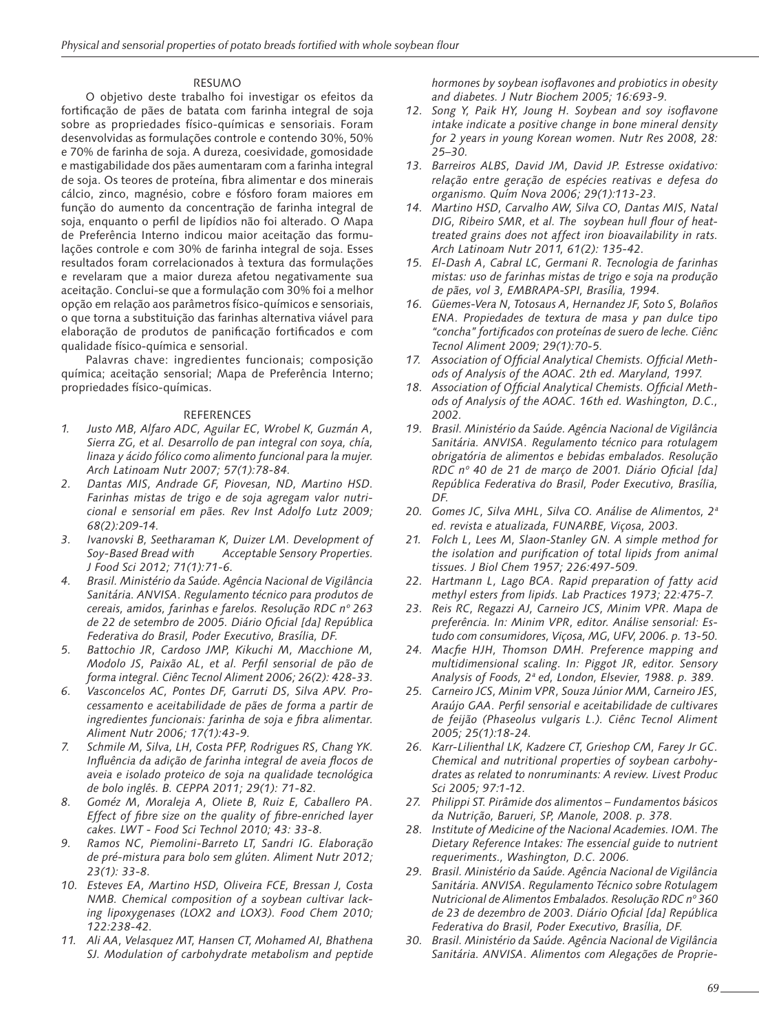## RESUMO

O objetivo deste trabalho foi investigar os efeitos da fortificação de pães de batata com farinha integral de soja sobre as propriedades físico-químicas e sensoriais. Foram desenvolvidas as formulações controle e contendo 30%, 50% e 70% de farinha de soja. A dureza, coesividade, gomosidade e mastigabilidade dos pães aumentaram com a farinha integral de soja. Os teores de proteína, fibra alimentar e dos minerais cálcio, zinco, magnésio, cobre e fósforo foram maiores em função do aumento da concentração de farinha integral de soja, enquanto o perfil de lipídios não foi alterado. O Mapa de Preferência Interno indicou maior aceitação das formulações controle e com 30% de farinha integral de soja. Esses resultados foram correlacionados à textura das formulações e revelaram que a maior dureza afetou negativamente sua aceitação. Conclui-se que a formulação com 30% foi a melhor opção em relação aos parâmetros físico-químicos e sensoriais, o que torna a substituição das farinhas alternativa viável para elaboração de produtos de panificação fortificados e com qualidade físico-química e sensorial.

Palavras chave: ingredientes funcionais; composição química; aceitação sensorial; Mapa de Preferência Interno; propriedades físico-químicas.

## REFERENCES

1. *Justo MB, Alfaro ADC, Aguilar EC, Wrobel K, Guzmán A, Sierra ZG, et al. Desarrollo de pan integral con soya, chía, linaza y ácido fólico como alimento funcional para la mujer. Arch Latinoam Nutr 2007; 57(1):78-84.*
2. *Dantas MIS, Andrade GF, Piovesan, ND, Martino HSD. Farinhas mistas de trigo e de soja agregam valor nutricional e sensorial em pães. Rev Inst Adolfo Lutz 2009; 68(2):209-14.*
3. *Ivanovski B, Seetharaman K, Duizer LM. Development of Soy-Based Bread with Acceptable Sensory Properties. J Food Sci 2012; 71(1):71-6.*
4. *Brasil. Ministério da Saúde. Agência Nacional de Vigilância Sanitária. ANVISA. Regulamento técnico para produtos de cereais, amidos, farinhas e farelos. Resolução RDC nº 263 de 22 de setembro de 2005. Diário Oficial [da] República Federativa do Brasil, Poder Executivo, Brasília, DF.*
5. *Battochio JR, Cardoso JMP, Kikuchi M, Macchione M, Modolo JS, Paixão AL, et al. Perfil sensorial de pão de forma integral. Ciênc Tecnol Aliment 2006; 26(2): 428-33.*
6. *Vasconcelos AC, Pontes DF, Garruti DS, Silva APV. Processamento e aceitabilidade de pães de forma a partir de ingredientes funcionais: farinha de soja e fibra alimentar. Aliment Nutr 2006; 17(1):43-9.*
7. *Schmile M, Silva, LH, Costa PFP, Rodrigues RS, Chang YK. Influência da adição de farinha integral de aveia flocos de aveia e isolado proteico de soja na qualidade tecnológica de bolo inglês. B. CEPPA 2011; 29(1): 71-82.*
8. *Goméz M, Moraleja A, Oliete B, Ruiz E, Caballero PA. Effect of fibre size on the quality of fibre-enriched layer cakes. LWT - Food Sci Technol 2010; 43: 33-8.*
9. *Ramos NC, Piemolini-Barreto LT, Sandri IG. Elaboração de pré-mistura para bolo sem glúten. Aliment Nutr 2012; 23(1): 33-8.*
10. *Esteves EA, Martino HSD, Oliveira FCE, Bressan J, Costa NMB. Chemical composition of a soybean cultivar lacking lipoxygenases (LOX2 and LOX3). Food Chem 2010; 122:238-42.*
11. *Ali AA, Velasquez MT, Hansen CT, Mohamed AI, Bhathena SJ. Modulation of carbohydrate metabolism and peptide hormones by soybean isoflavones and probiotics in obesity and diabetes. J Nutr Biochem 2005; 16:693-9.*
12. *Song Y, Paik HY, Joung H. Soybean and soy isoflavone intake indicate a positive change in bone mineral density for 2 years in young Korean women. Nutr Res 2008, 28: 25–30.*
13. *Barreiros ALBS, David JM, David JP. Estresse oxidativo: relação entre geração de espécies reativas e defesa do organismo. Quím Nova 2006; 29(1):113-23.*
14. *Martino HSD, Carvalho AW, Silva CO, Dantas MIS, Natal DIG, Ribeiro SMR, et al. The soybean hull flour of heat-treated grains does not affect iron bioavailability in rats. Arch Latinoam Nutr 2011, 61(2): 135-42.*
15. *El-Dash A, Cabral LC, Germani R. Tecnologia de farinhas mistas: uso de farinhas mistas de trigo e soja na produção de pães, vol 3, EMBRAPA-SPI, Brasília, 1994.*
16. *Güemes-Vera N, Totosaus A, Hernandez JF, Soto S, Bolaños ENA. Propiedades de textura de masa y pan dulce tipo "concha" fortificados con proteínas de suero de leche. Ciênc Tecnol Aliment 2009; 29(1):70-5.*
17. *Association of Official Analytical Chemists. Official Methods of Analysis of the AOAC. 2th ed. Maryland, 1997.*
18. *Association of Official Analytical Chemists. Official Methods of Analysis of the AOAC. 16th ed. Washington, D.C., 2002.*
19. *Brasil. Ministério da Saúde. Agência Nacional de Vigilância Sanitária. ANVISA. Regulamento técnico para rotulagem obrigatória de alimentos e bebidas embalados. Resolução RDC nº 40 de 21 de março de 2001. Diário Oficial [da] República Federativa do Brasil, Poder Executivo, Brasília, DF.*
20. *Gomes JC, Silva MHL, Silva CO. Análise de Alimentos, 2ª ed. revista e atualizada, FUNARBE, Viçosa, 2003.*
21. *Folch L, Lees M, Slaon-Stanley GN. A simple method for the isolation and purification of total lipids from animal tissues. J Biol Chem 1957; 226:497-509.*
22. *Hartmann L, Lago BCA. Rapid preparation of fatty acid methyl esters from lipids. Lab Practices 1973; 22:475-7.*
23. *Reis RC, Regazzi AJ, Carneiro JCS, Minim VPR. Mapa de preferência. In: Minim VPR, editor. Análise sensorial: Estudo com consumidores, Viçosa, MG, UFV, 2006. p. 13-50.*
24. *Macfie HJH, Thomson DMH. Preference mapping and multidimensional scaling. In: Piggot JR, editor. Sensory Analysis of Foods, 2ª ed, London, Elsevier, 1988. p. 389.*
25. *Carneiro JCS, Minim VPR, Souza Júnior MM, Carneiro JES, Araújo GAA. Perfil sensorial e aceitabilidade de cultivares de feijão (Phaseolus vulgaris L.). Ciênc Tecnol Aliment 2005; 25(1):18-24.*
26. *Karr-Lilienthal LK, Kadzere CT, Grieshop CM, Farey Jr GC. Chemical and nutritional properties of soybean carbohydrates as related to nonruminants: A review. Livest Produc Sci 2005; 97:1-12.*
27. *Philippi ST. Pirâmide dos alimentos – Fundamentos básicos da Nutrição, Barueri, SP, Manole, 2008. p. 378.*
28. *Institute of Medicine of the Nacional Academies. IOM. The Dietary Reference Intakes: The essencial guide to nutrient requeriments., Washington, D.C. 2006.*
29. *Brasil. Ministério da Saúde. Agência Nacional de Vigilância Sanitária. ANVISA. Regulamento Técnico sobre Rotulagem Nutricional de Alimentos Embalados. Resolução RDC nº 360 de 23 de dezembro de 2003. Diário Oficial [da] República Federativa do Brasil, Poder Executivo, Brasília, DF.*
30. *Brasil. Ministério da Saúde. Agência Nacional de Vigilância Sanitária. ANVISA. Alimentos com Alegações de Proprie-*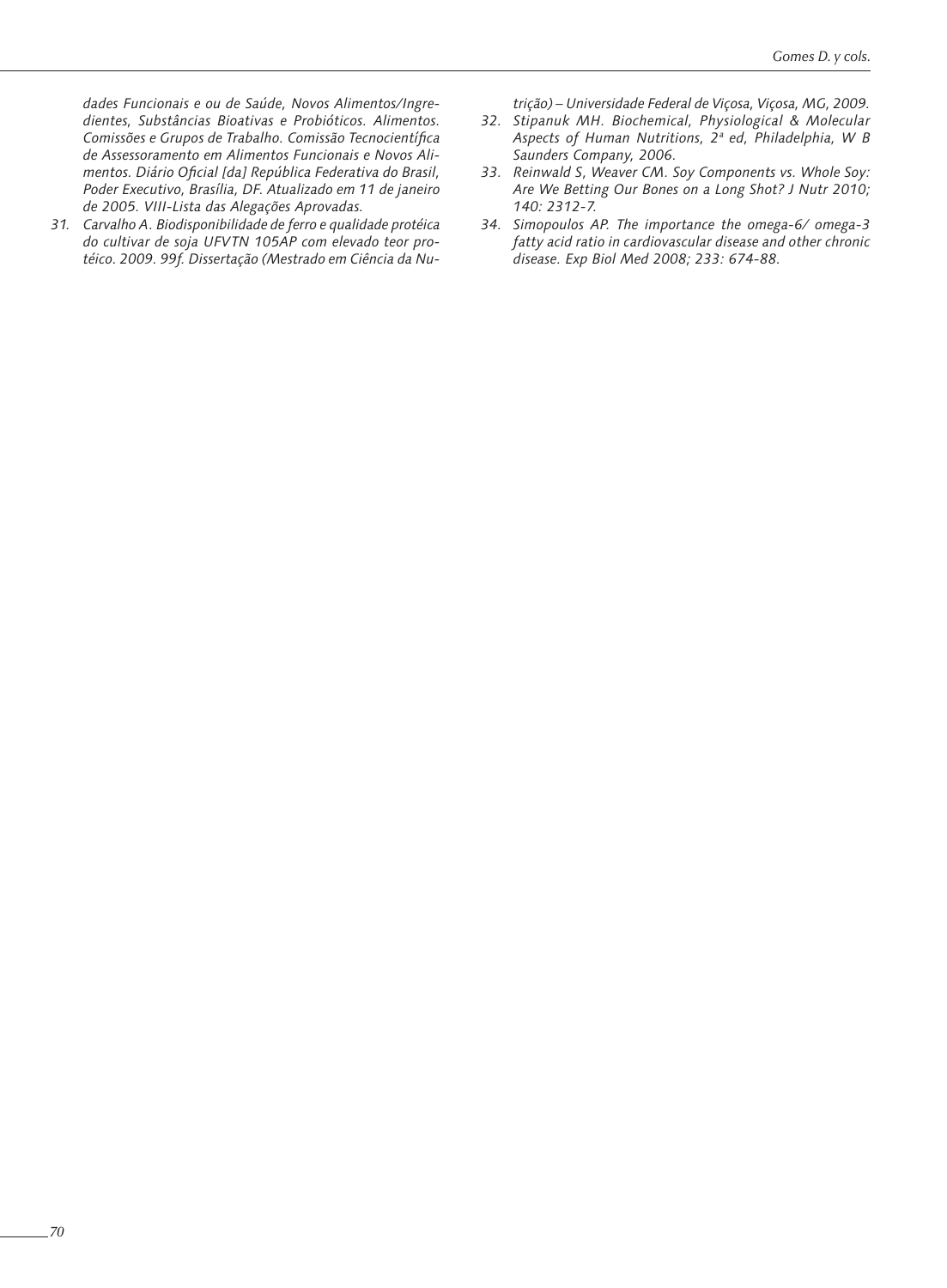*dades Funcionais e ou de Saúde, Novos Alimentos/Ingredientes, Substâncias Bioativas e Probióticos. Alimentos. Comissões e Grupos de Trabalho. Comissão Tecnocientífica de Assessoramento em Alimentos Funcionais e Novos Alimentos. Diário Oficial [da] República Federativa do Brasil, Poder Executivo, Brasília, DF. Atualizado em 11 de janeiro de 2005. VIII-Lista das Alegações Aprovadas.*

31. *Carvalho A. Biodisponibilidade de ferro e qualidade protéica do cultivar de soja UFVTN 105AP com elevado teor protéico. 2009. 99f. Dissertação (Mestrado em Ciência da Nutrição) – Universidade Federal de Viçosa, Viçosa, MG, 2009.*
32. *Stipanuk MH. Biochemical, Physiological & Molecular Aspects of Human Nutritions, 2ª ed, Philadelphia, W B Saunders Company, 2006.*
33. *Reinwald S, Weaver CM. Soy Components vs. Whole Soy: Are We Betting Our Bones on a Long Shot? J Nutr 2010; 140: 2312-7.*
34. *Simopoulos AP. The importance the omega-6/ omega-3 fatty acid ratio in cardiovascular disease and other chronic disease. Exp Biol Med 2008; 233: 674-88.*